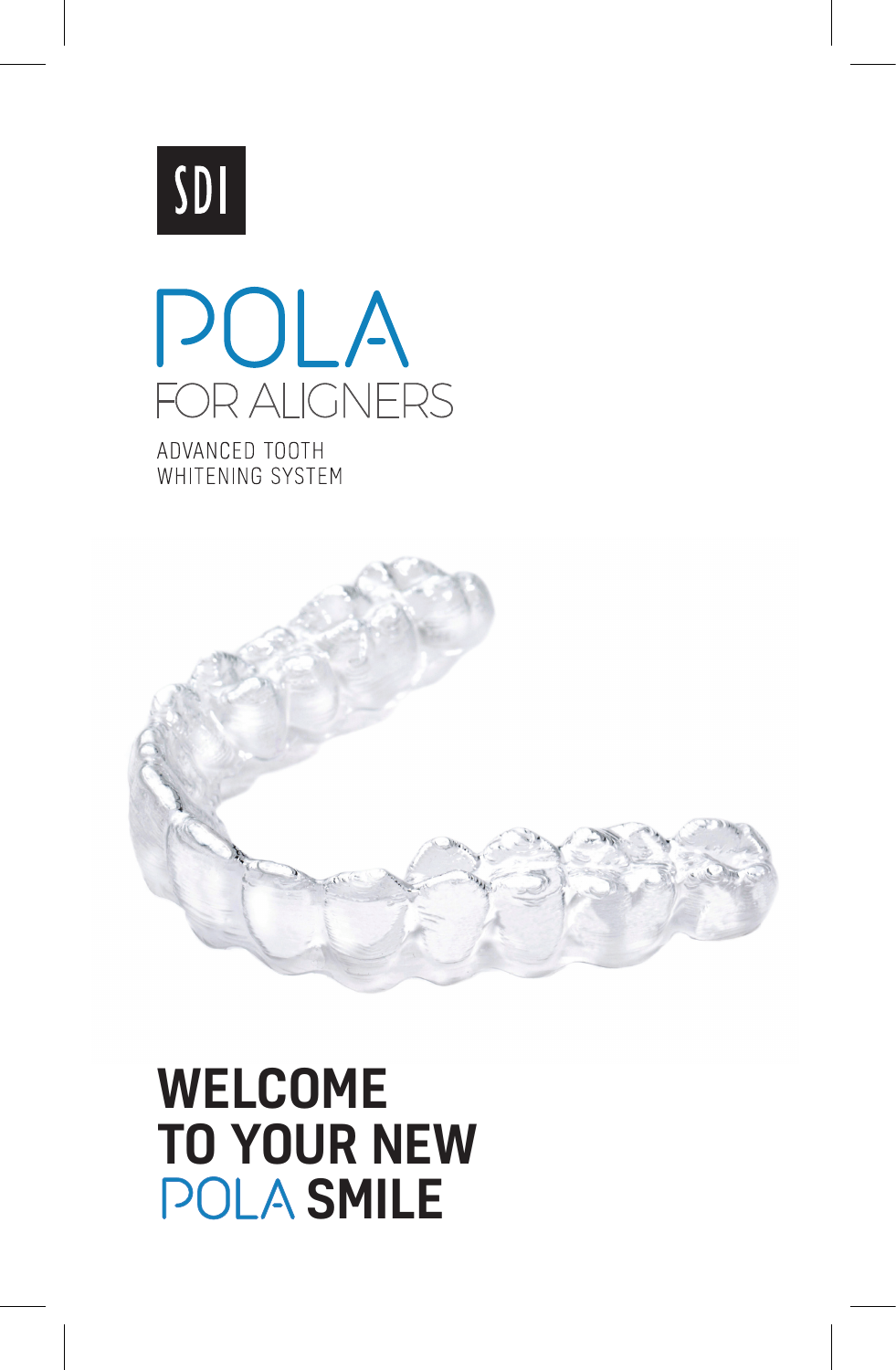SDI

# POLA
## FOR ALIGNERS

ADVANCED TOOTH
WHITENING SYSTEM

# WELCOME TO YOUR NEW POLA **SMILE**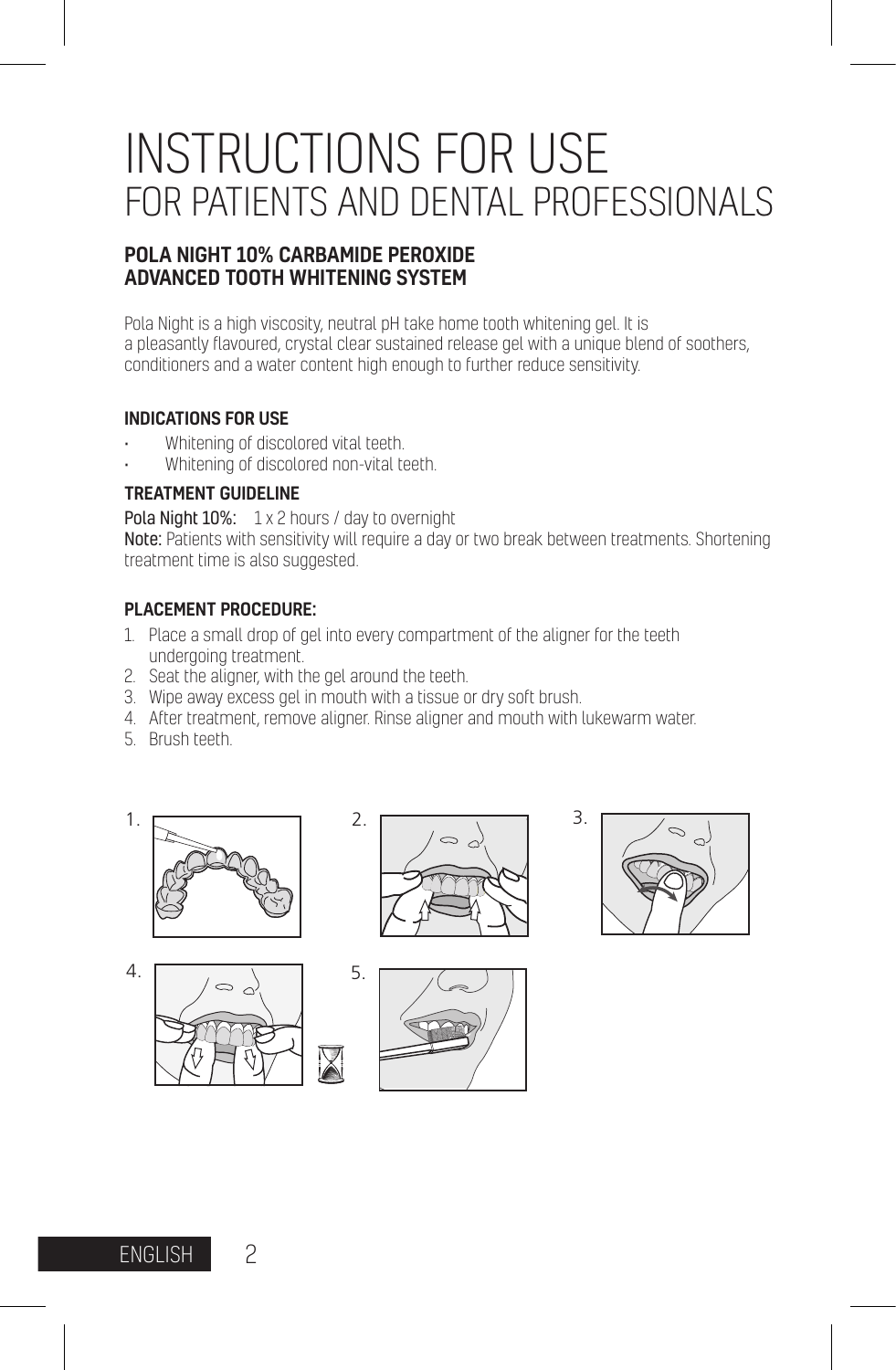# INSTRUCTIONS FOR USE
## FOR PATIENTS AND DENTAL PROFESSIONALS

### POLA NIGHT 10% CARBAMIDE PEROXIDE ADVANCED TOOTH WHITENING SYSTEM

Pola Night is a high viscosity, neutral pH take home tooth whitening gel. It is a pleasantly flavoured, crystal clear sustained release gel with a unique blend of soothers, conditioners and a water content high enough to further reduce sensitivity.

#### INDICATIONS FOR USE

- Whitening of discolored vital teeth.
- Whitening of discolored non-vital teeth.

#### TREATMENT GUIDELINE

**Pola Night 10%:** 1 x 2 hours / day to overnight

**Note:** Patients with sensitivity will require a day or two break between treatments. Shortening treatment time is also suggested.

#### PLACEMENT PROCEDURE:

1. Place a small drop of gel into every compartment of the aligner for the teeth undergoing treatment.
2. Seat the aligner, with the gel around the teeth.
3. Wipe away excess gel in mouth with a tissue or dry soft brush.
4. After treatment, remove aligner. Rinse aligner and mouth with lukewarm water.
5. Brush teeth.

1. 2. 3. 4. 5.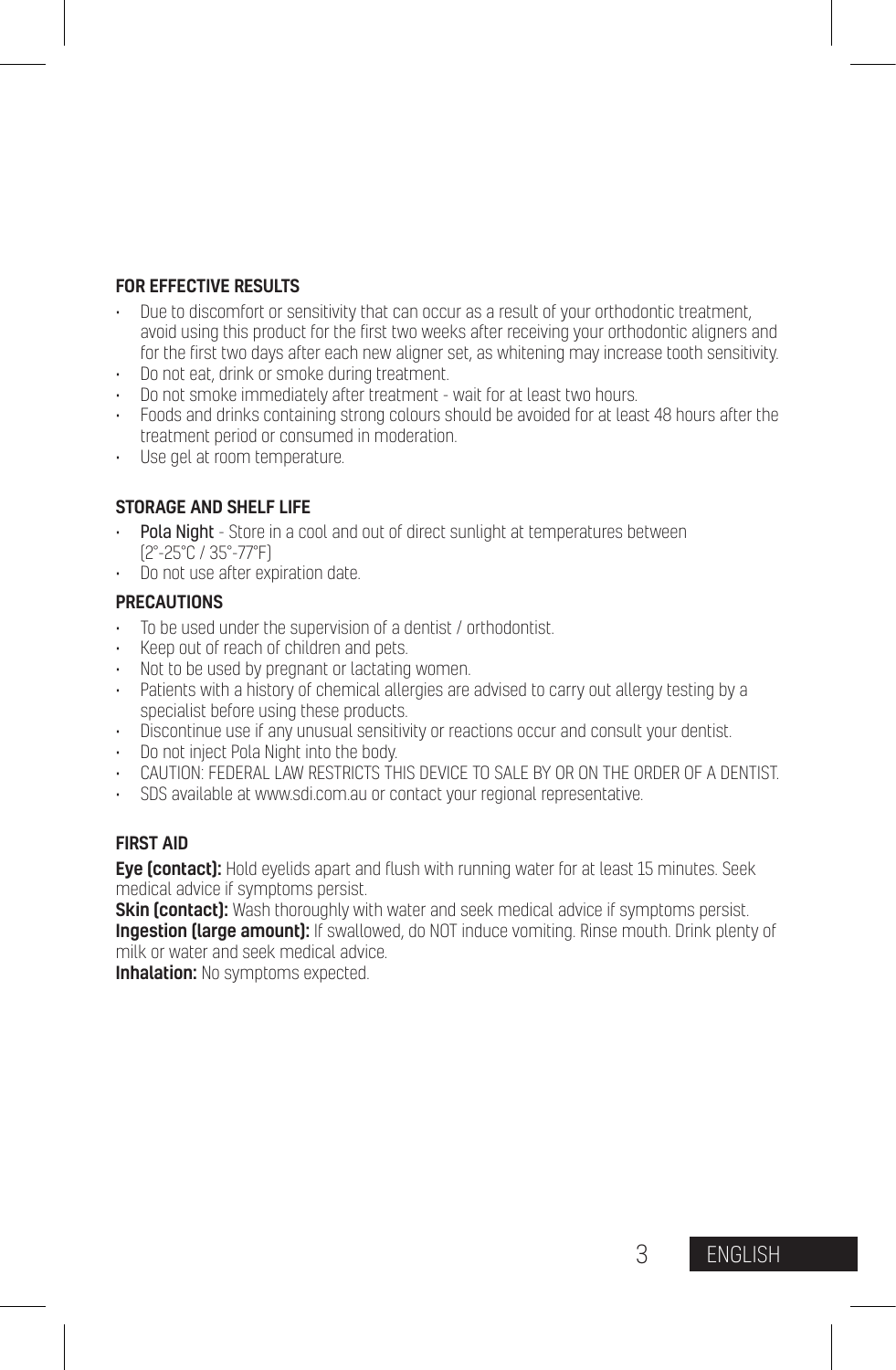## FOR EFFECTIVE RESULTS

- Due to discomfort or sensitivity that can occur as a result of your orthodontic treatment, avoid using this product for the first two weeks after receiving your orthodontic aligners and for the first two days after each new aligner set, as whitening may increase tooth sensitivity.
- Do not eat, drink or smoke during treatment.
- Do not smoke immediately after treatment - wait for at least two hours.
- Foods and drinks containing strong colours should be avoided for at least 48 hours after the treatment period or consumed in moderation.
- Use gel at room temperature.

## STORAGE AND SHELF LIFE

- **Pola Night** - Store in a cool and out of direct sunlight at temperatures between (2°-25°C / 35°-77°F)
- Do not use after expiration date.

## PRECAUTIONS

- To be used under the supervision of a dentist / orthodontist.
- Keep out of reach of children and pets.
- Not to be used by pregnant or lactating women.
- Patients with a history of chemical allergies are advised to carry out allergy testing by a specialist before using these products.
- Discontinue use if any unusual sensitivity or reactions occur and consult your dentist.
- Do not inject Pola Night into the body.
- CAUTION: FEDERAL LAW RESTRICTS THIS DEVICE TO SALE BY OR ON THE ORDER OF A DENTIST.
- SDS available at www.sdi.com.au or contact your regional representative.

## FIRST AID

**Eye (contact):** Hold eyelids apart and flush with running water for at least 15 minutes. Seek medical advice if symptoms persist.

**Skin (contact):** Wash thoroughly with water and seek medical advice if symptoms persist.

**Ingestion (large amount):** If swallowed, do NOT induce vomiting. Rinse mouth. Drink plenty of milk or water and seek medical advice.

**Inhalation:** No symptoms expected.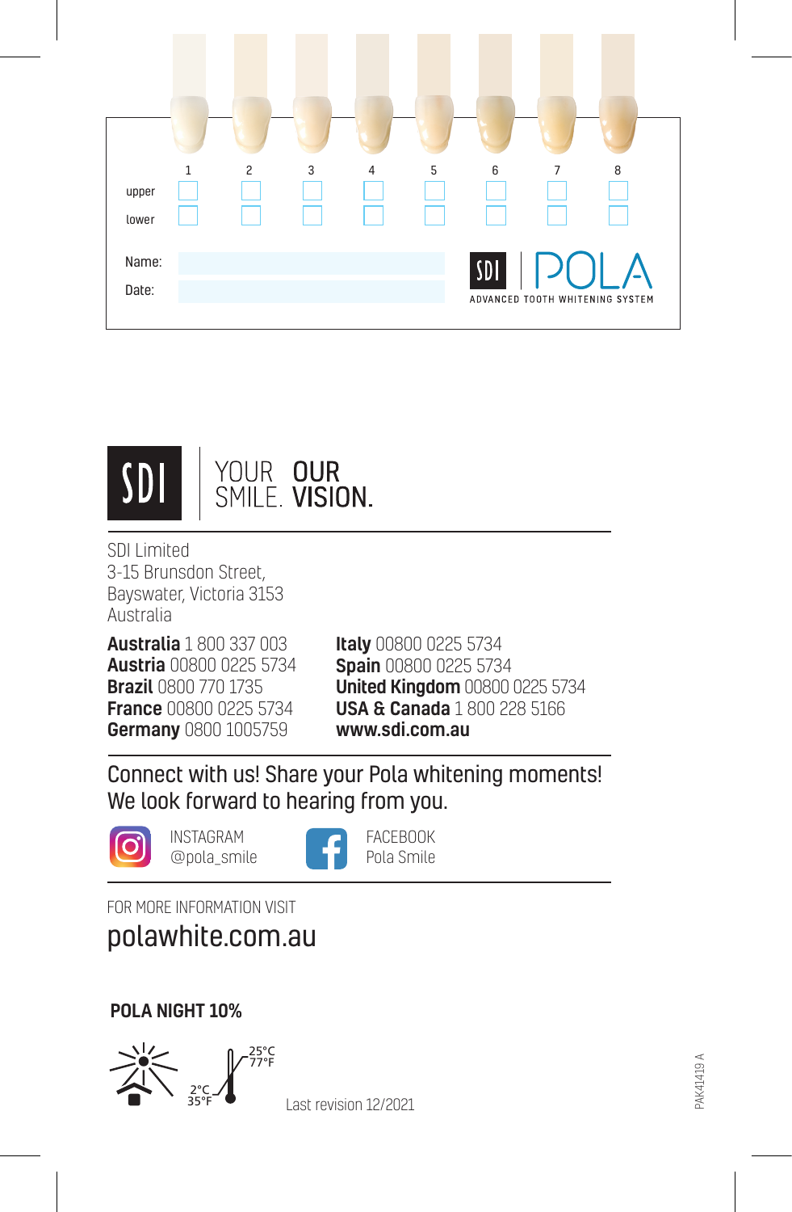| | 1 | 2 | 3 | 4 | 5 | 6 | 7 | 8 |
|---|---|---|---|---|---|---|---|---|
| upper | | | | | | | | |
| lower | | | | | | | | |

Name:

Date:

SDI | POLA
ADVANCED TOOTH WHITENING SYSTEM

SDI | YOUR SMILE. **OUR VISION.**

SDI Limited
3-15 Brunsdon Street,
Bayswater, Victoria 3153
Australia

**Australia** 1 800 337 003
**Austria** 00800 0225 5734
**Brazil** 0800 770 1735
**France** 00800 0225 5734
**Germany** 0800 1005759
**Italy** 00800 0225 5734
**Spain** 00800 0225 5734
**United Kingdom** 00800 0225 5734
**USA & Canada** 1 800 228 5166
**www.sdi.com.au**

Connect with us! Share your Pola whitening moments!
We look forward to hearing from you.

INSTAGRAM
@pola_smile

FACEBOOK
Pola Smile

FOR MORE INFORMATION VISIT
polawhite.com.au

**POLA NIGHT 10%**

2°C 35°F – 25°C 77°F

Last revision 12/2021

PAK41419 A